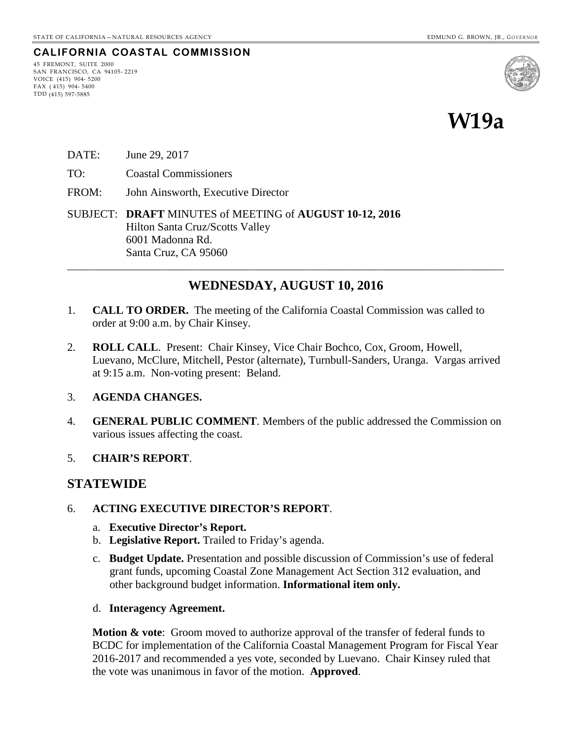STATE OF CALIFORNIA—NATURAL RESOURCES AGENCY — EDMUND G. BROWN, JR., *GOVERNOR*

**CALIFORNIA COASTAL COMMISSION**

45 FREMONT, SUITE 2000
SAN FRANCISCO, CA 94105-2219
VOICE (415) 904-5200
FAX (415) 904-5400
TDD (415) 597-5885

# W19a

DATE: June 29, 2017

TO: Coastal Commissioners

FROM: John Ainsworth, Executive Director

SUBJECT: **DRAFT** MINUTES of MEETING of **AUGUST 10-12, 2016**
Hilton Santa Cruz/Scotts Valley
6001 Madonna Rd.
Santa Cruz, CA 95060

---

## WEDNESDAY, AUGUST 10, 2016

1. **CALL TO ORDER.** The meeting of the California Coastal Commission was called to order at 9:00 a.m. by Chair Kinsey.

2. **ROLL CALL**. Present: Chair Kinsey, Vice Chair Bochco, Cox, Groom, Howell, Luevano, McClure, Mitchell, Pestor (alternate), Turnbull-Sanders, Uranga. Vargas arrived at 9:15 a.m. Non-voting present: Beland.

3. **AGENDA CHANGES.**

4. **GENERAL PUBLIC COMMENT**. Members of the public addressed the Commission on various issues affecting the coast.

5. **CHAIR'S REPORT**.

## STATEWIDE

6. **ACTING EXECUTIVE DIRECTOR'S REPORT**.

   a. **Executive Director's Report.**
   b. **Legislative Report.** Trailed to Friday's agenda.
   c. **Budget Update.** Presentation and possible discussion of Commission's use of federal grant funds, upcoming Coastal Zone Management Act Section 312 evaluation, and other background budget information. **Informational item only.**
   d. **Interagency Agreement.**

   **Motion & vote**: Groom moved to authorize approval of the transfer of federal funds to BCDC for implementation of the California Coastal Management Program for Fiscal Year 2016-2017 and recommended a yes vote, seconded by Luevano. Chair Kinsey ruled that the vote was unanimous in favor of the motion. **Approved**.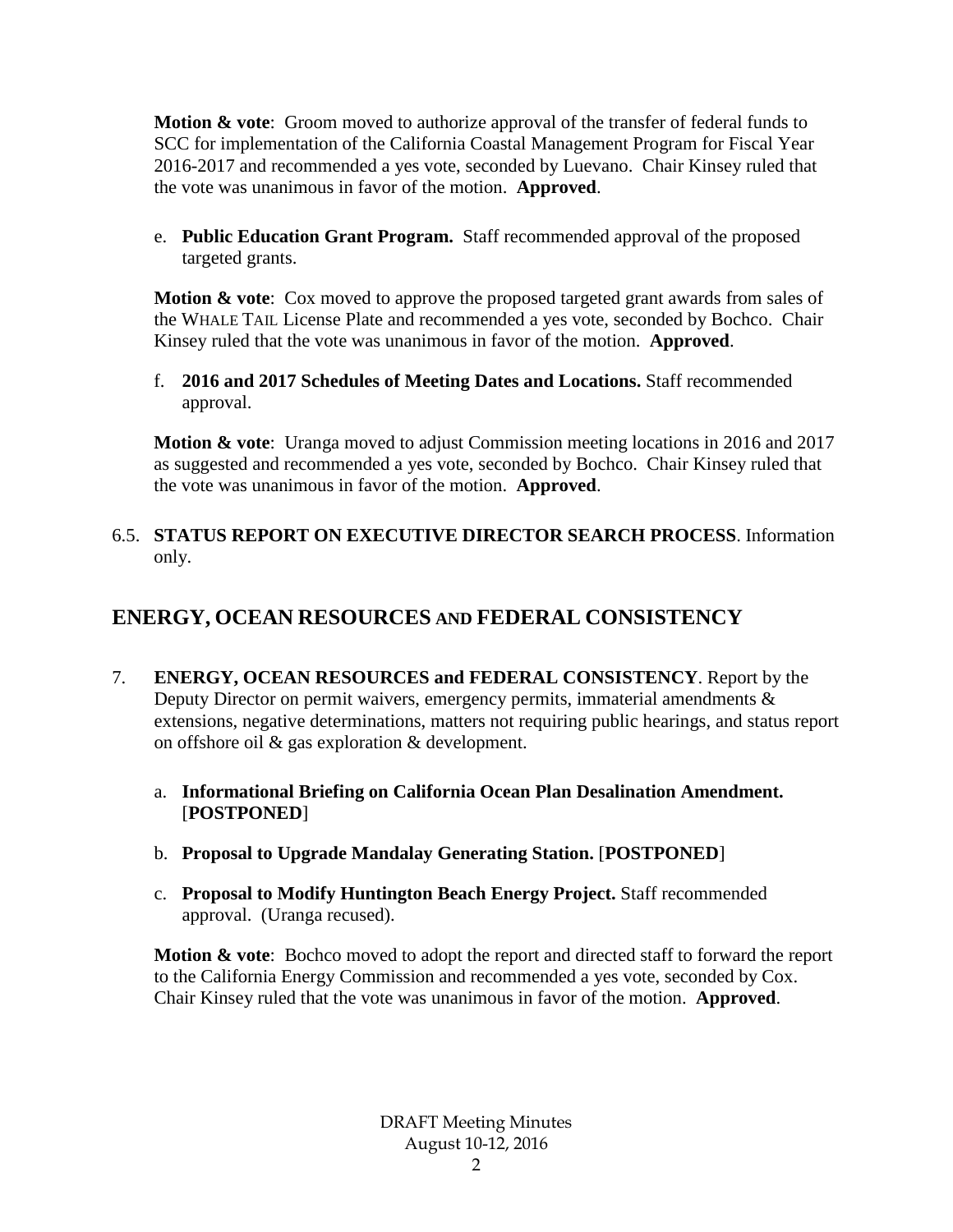**Motion & vote**: Groom moved to authorize approval of the transfer of federal funds to SCC for implementation of the California Coastal Management Program for Fiscal Year 2016-2017 and recommended a yes vote, seconded by Luevano. Chair Kinsey ruled that the vote was unanimous in favor of the motion. **Approved**.

e. **Public Education Grant Program.** Staff recommended approval of the proposed targeted grants.

**Motion & vote**: Cox moved to approve the proposed targeted grant awards from sales of the WHALE TAIL License Plate and recommended a yes vote, seconded by Bochco. Chair Kinsey ruled that the vote was unanimous in favor of the motion. **Approved**.

f. **2016 and 2017 Schedules of Meeting Dates and Locations.** Staff recommended approval.

**Motion & vote**: Uranga moved to adjust Commission meeting locations in 2016 and 2017 as suggested and recommended a yes vote, seconded by Bochco. Chair Kinsey ruled that the vote was unanimous in favor of the motion. **Approved**.

6.5. **STATUS REPORT ON EXECUTIVE DIRECTOR SEARCH PROCESS**. Information only.

## ENERGY, OCEAN RESOURCES AND FEDERAL CONSISTENCY

7. **ENERGY, OCEAN RESOURCES and FEDERAL CONSISTENCY**. Report by the Deputy Director on permit waivers, emergency permits, immaterial amendments & extensions, negative determinations, matters not requiring public hearings, and status report on offshore oil & gas exploration & development.

a. **Informational Briefing on California Ocean Plan Desalination Amendment.** [**POSTPONED**]

b. **Proposal to Upgrade Mandalay Generating Station.** [**POSTPONED**]

c. **Proposal to Modify Huntington Beach Energy Project.** Staff recommended approval. (Uranga recused).

**Motion & vote**: Bochco moved to adopt the report and directed staff to forward the report to the California Energy Commission and recommended a yes vote, seconded by Cox. Chair Kinsey ruled that the vote was unanimous in favor of the motion. **Approved**.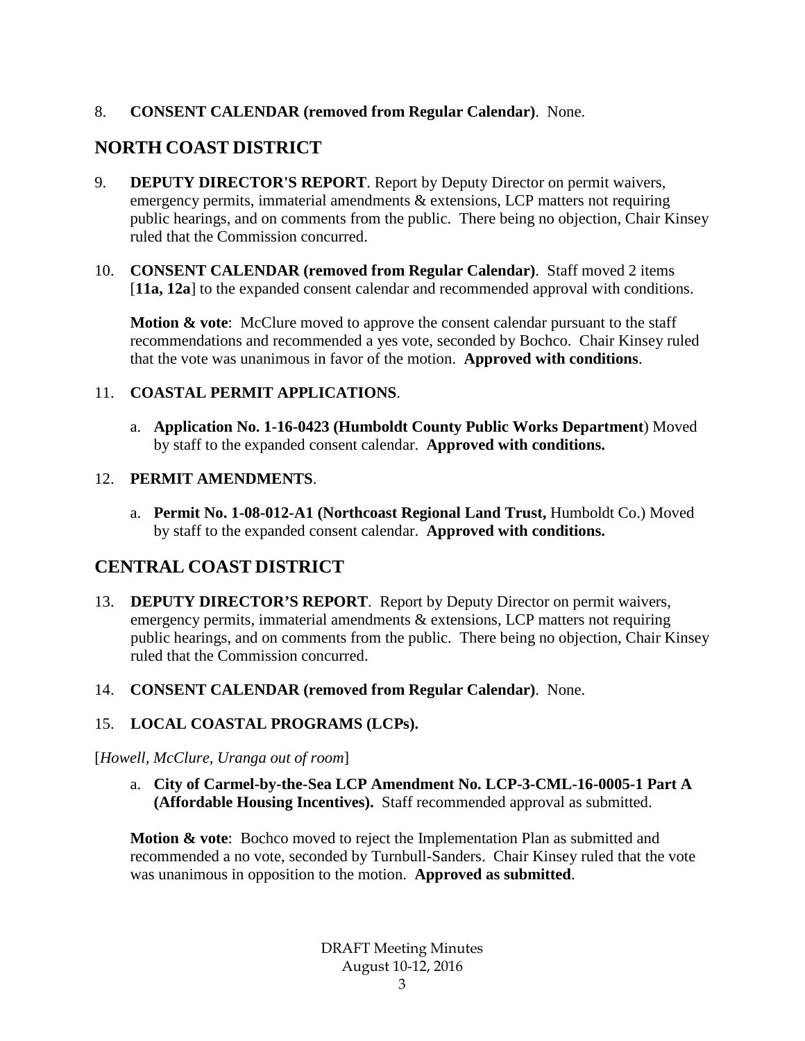8. **CONSENT CALENDAR (removed from Regular Calendar)**. None.

## NORTH COAST DISTRICT

9. **DEPUTY DIRECTOR'S REPORT**. Report by Deputy Director on permit waivers, emergency permits, immaterial amendments & extensions, LCP matters not requiring public hearings, and on comments from the public. There being no objection, Chair Kinsey ruled that the Commission concurred.

10. **CONSENT CALENDAR (removed from Regular Calendar)**. Staff moved 2 items [**11a, 12a**] to the expanded consent calendar and recommended approval with conditions.

    **Motion & vote**: McClure moved to approve the consent calendar pursuant to the staff recommendations and recommended a yes vote, seconded by Bochco. Chair Kinsey ruled that the vote was unanimous in favor of the motion. **Approved with conditions**.

11. **COASTAL PERMIT APPLICATIONS**.

    a. **Application No. 1-16-0423 (Humboldt County Public Works Department**) Moved by staff to the expanded consent calendar. **Approved with conditions.**

12. **PERMIT AMENDMENTS**.

    a. **Permit No. 1-08-012-A1 (Northcoast Regional Land Trust,** Humboldt Co.) Moved by staff to the expanded consent calendar. **Approved with conditions.**

## CENTRAL COAST DISTRICT

13. **DEPUTY DIRECTOR'S REPORT**. Report by Deputy Director on permit waivers, emergency permits, immaterial amendments & extensions, LCP matters not requiring public hearings, and on comments from the public. There being no objection, Chair Kinsey ruled that the Commission concurred.

14. **CONSENT CALENDAR (removed from Regular Calendar)**. None.

15. **LOCAL COASTAL PROGRAMS (LCPs).**

[*Howell, McClure, Uranga out of room*]

a. **City of Carmel-by-the-Sea LCP Amendment No. LCP-3-CML-16-0005-1 Part A (Affordable Housing Incentives).** Staff recommended approval as submitted.

**Motion & vote**: Bochco moved to reject the Implementation Plan as submitted and recommended a no vote, seconded by Turnbull-Sanders. Chair Kinsey ruled that the vote was unanimous in opposition to the motion. **Approved as submitted**.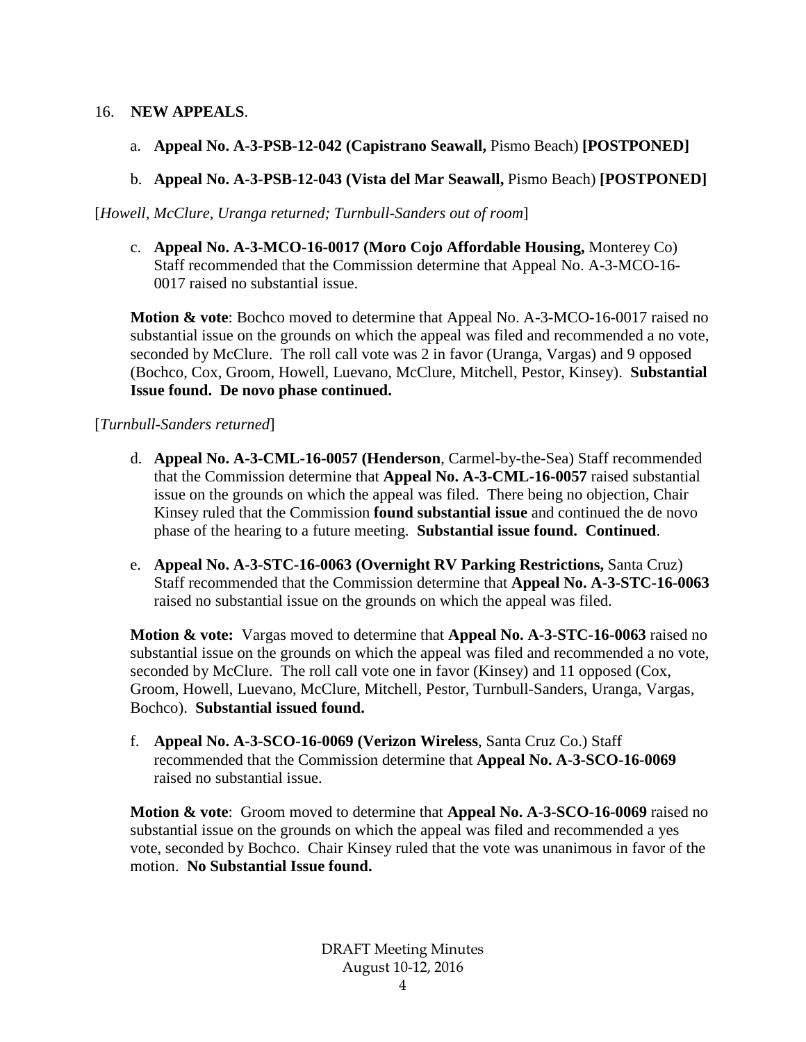16. **NEW APPEALS**.

   a. **Appeal No. A-3-PSB-12-042 (Capistrano Seawall,** Pismo Beach) **[POSTPONED]**

   b. **Appeal No. A-3-PSB-12-043 (Vista del Mar Seawall,** Pismo Beach) **[POSTPONED]**

[*Howell, McClure, Uranga returned; Turnbull-Sanders out of room*]

   c. **Appeal No. A-3-MCO-16-0017 (Moro Cojo Affordable Housing,** Monterey Co) Staff recommended that the Commission determine that Appeal No. A-3-MCO-16-0017 raised no substantial issue.

**Motion & vote**: Bochco moved to determine that Appeal No. A-3-MCO-16-0017 raised no substantial issue on the grounds on which the appeal was filed and recommended a no vote, seconded by McClure. The roll call vote was 2 in favor (Uranga, Vargas) and 9 opposed (Bochco, Cox, Groom, Howell, Luevano, McClure, Mitchell, Pestor, Kinsey). **Substantial Issue found. De novo phase continued.**

[*Turnbull-Sanders returned*]

   d. **Appeal No. A-3-CML-16-0057 (Henderson**, Carmel-by-the-Sea) Staff recommended that the Commission determine that **Appeal No. A-3-CML-16-0057** raised substantial issue on the grounds on which the appeal was filed. There being no objection, Chair Kinsey ruled that the Commission **found substantial issue** and continued the de novo phase of the hearing to a future meeting. **Substantial issue found. Continued**.

   e. **Appeal No. A-3-STC-16-0063 (Overnight RV Parking Restrictions,** Santa Cruz) Staff recommended that the Commission determine that **Appeal No. A-3-STC-16-0063** raised no substantial issue on the grounds on which the appeal was filed.

**Motion & vote:** Vargas moved to determine that **Appeal No. A-3-STC-16-0063** raised no substantial issue on the grounds on which the appeal was filed and recommended a no vote, seconded by McClure. The roll call vote one in favor (Kinsey) and 11 opposed (Cox, Groom, Howell, Luevano, McClure, Mitchell, Pestor, Turnbull-Sanders, Uranga, Vargas, Bochco). **Substantial issued found.**

   f. **Appeal No. A-3-SCO-16-0069 (Verizon Wireless**, Santa Cruz Co.) Staff recommended that the Commission determine that **Appeal No. A-3-SCO-16-0069** raised no substantial issue.

**Motion & vote**: Groom moved to determine that **Appeal No. A-3-SCO-16-0069** raised no substantial issue on the grounds on which the appeal was filed and recommended a yes vote, seconded by Bochco. Chair Kinsey ruled that the vote was unanimous in favor of the motion. **No Substantial Issue found.**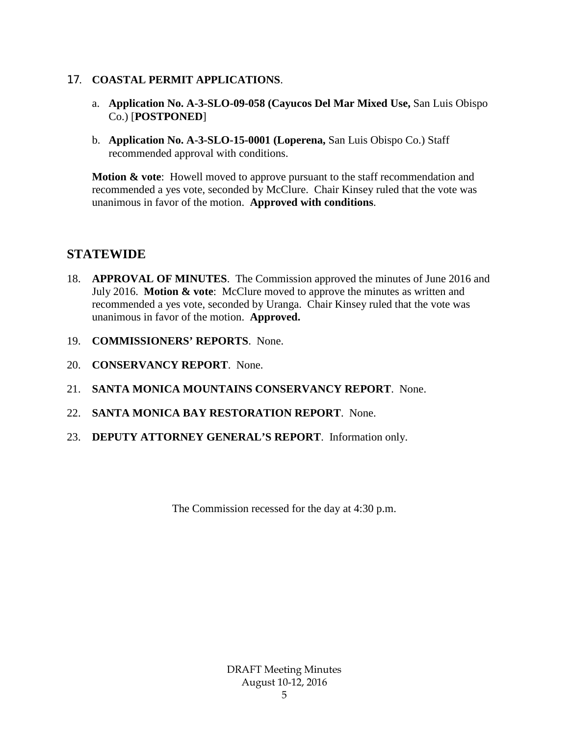17. **COASTAL PERMIT APPLICATIONS**.

    a. **Application No. A-3-SLO-09-058 (Cayucos Del Mar Mixed Use,** San Luis Obispo Co.) [**POSTPONED**]

    b. **Application No. A-3-SLO-15-0001 (Loperena,** San Luis Obispo Co.) Staff recommended approval with conditions.

    **Motion & vote**: Howell moved to approve pursuant to the staff recommendation and recommended a yes vote, seconded by McClure. Chair Kinsey ruled that the vote was unanimous in favor of the motion. **Approved with conditions**.

## STATEWIDE

18. **APPROVAL OF MINUTES**. The Commission approved the minutes of June 2016 and July 2016. **Motion & vote**: McClure moved to approve the minutes as written and recommended a yes vote, seconded by Uranga. Chair Kinsey ruled that the vote was unanimous in favor of the motion. **Approved.**

19. **COMMISSIONERS' REPORTS**. None.

20. **CONSERVANCY REPORT**. None.

21. **SANTA MONICA MOUNTAINS CONSERVANCY REPORT**. None.

22. **SANTA MONICA BAY RESTORATION REPORT**. None.

23. **DEPUTY ATTORNEY GENERAL'S REPORT**. Information only.

The Commission recessed for the day at 4:30 p.m.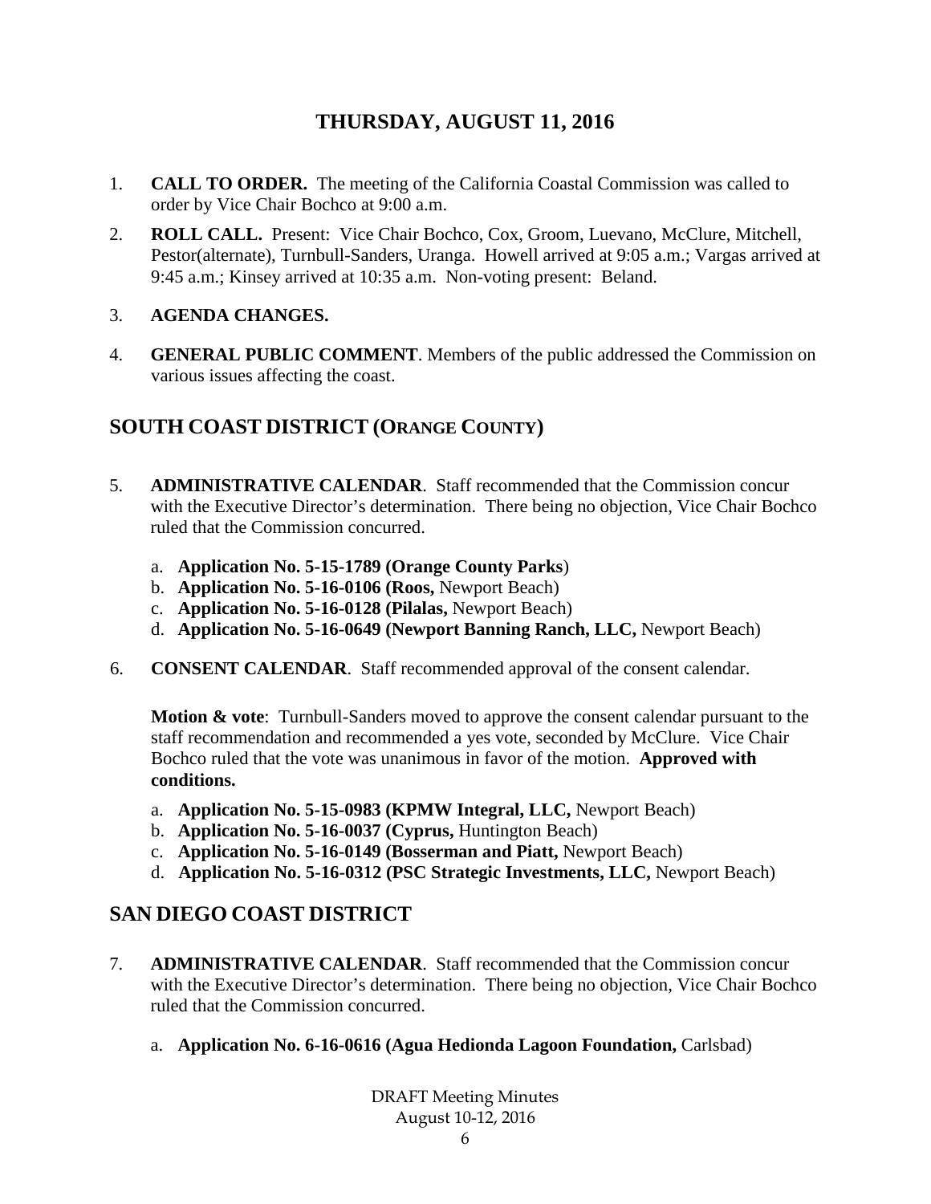# THURSDAY, AUGUST 11, 2016

1. **CALL TO ORDER.** The meeting of the California Coastal Commission was called to order by Vice Chair Bochco at 9:00 a.m.

2. **ROLL CALL.** Present: Vice Chair Bochco, Cox, Groom, Luevano, McClure, Mitchell, Pestor(alternate), Turnbull-Sanders, Uranga. Howell arrived at 9:05 a.m.; Vargas arrived at 9:45 a.m.; Kinsey arrived at 10:35 a.m. Non-voting present: Beland.

3. **AGENDA CHANGES.**

4. **GENERAL PUBLIC COMMENT**. Members of the public addressed the Commission on various issues affecting the coast.

## SOUTH COAST DISTRICT (ORANGE COUNTY)

5. **ADMINISTRATIVE CALENDAR**. Staff recommended that the Commission concur with the Executive Director's determination. There being no objection, Vice Chair Bochco ruled that the Commission concurred.

   a. **Application No. 5-15-1789 (Orange County Parks**)
   b. **Application No. 5-16-0106 (Roos,** Newport Beach)
   c. **Application No. 5-16-0128 (Pilalas,** Newport Beach)
   d. **Application No. 5-16-0649 (Newport Banning Ranch, LLC,** Newport Beach)

6. **CONSENT CALENDAR**. Staff recommended approval of the consent calendar.

   **Motion & vote**: Turnbull-Sanders moved to approve the consent calendar pursuant to the staff recommendation and recommended a yes vote, seconded by McClure. Vice Chair Bochco ruled that the vote was unanimous in favor of the motion. **Approved with conditions.**

   a. **Application No. 5-15-0983 (KPMW Integral, LLC,** Newport Beach)
   b. **Application No. 5-16-0037 (Cyprus,** Huntington Beach)
   c. **Application No. 5-16-0149 (Bosserman and Piatt,** Newport Beach)
   d. **Application No. 5-16-0312 (PSC Strategic Investments, LLC,** Newport Beach)

## SAN DIEGO COAST DISTRICT

7. **ADMINISTRATIVE CALENDAR**. Staff recommended that the Commission concur with the Executive Director's determination. There being no objection, Vice Chair Bochco ruled that the Commission concurred.

   a. **Application No. 6-16-0616 (Agua Hedionda Lagoon Foundation,** Carlsbad)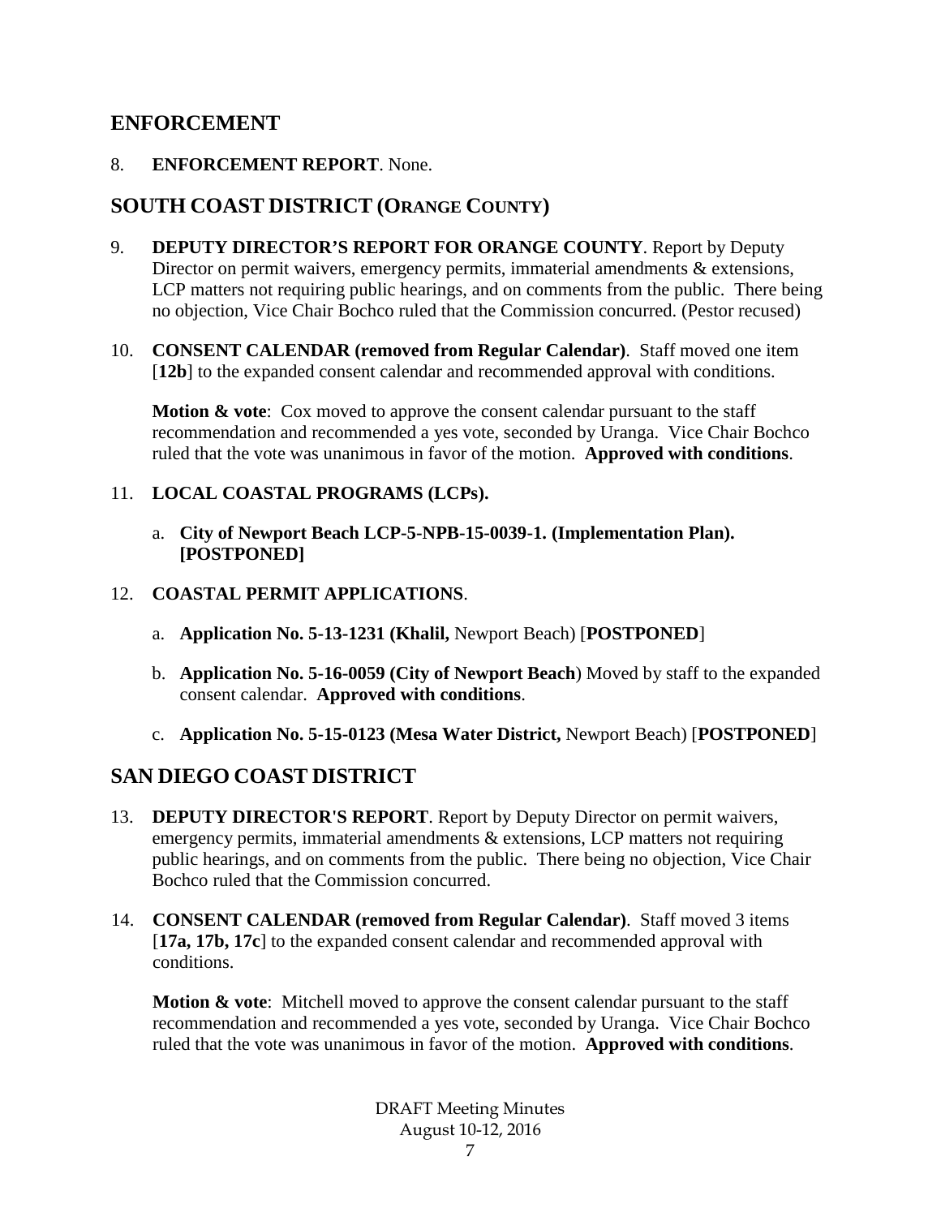## ENFORCEMENT

8. **ENFORCEMENT REPORT**. None.

## SOUTH COAST DISTRICT (ORANGE COUNTY)

9. **DEPUTY DIRECTOR'S REPORT FOR ORANGE COUNTY**. Report by Deputy Director on permit waivers, emergency permits, immaterial amendments & extensions, LCP matters not requiring public hearings, and on comments from the public. There being no objection, Vice Chair Bochco ruled that the Commission concurred. (Pestor recused)

10. **CONSENT CALENDAR (removed from Regular Calendar)**. Staff moved one item [**12b**] to the expanded consent calendar and recommended approval with conditions.

    **Motion & vote**: Cox moved to approve the consent calendar pursuant to the staff recommendation and recommended a yes vote, seconded by Uranga. Vice Chair Bochco ruled that the vote was unanimous in favor of the motion. **Approved with conditions**.

11. **LOCAL COASTAL PROGRAMS (LCPs).**

    a. **City of Newport Beach LCP-5-NPB-15-0039-1. (Implementation Plan). [POSTPONED]**

12. **COASTAL PERMIT APPLICATIONS**.

    a. **Application No. 5-13-1231 (Khalil,** Newport Beach) [**POSTPONED**]

    b. **Application No. 5-16-0059 (City of Newport Beach**) Moved by staff to the expanded consent calendar. **Approved with conditions**.

    c. **Application No. 5-15-0123 (Mesa Water District,** Newport Beach) [**POSTPONED**]

## SAN DIEGO COAST DISTRICT

13. **DEPUTY DIRECTOR'S REPORT**. Report by Deputy Director on permit waivers, emergency permits, immaterial amendments & extensions, LCP matters not requiring public hearings, and on comments from the public. There being no objection, Vice Chair Bochco ruled that the Commission concurred.

14. **CONSENT CALENDAR (removed from Regular Calendar)**. Staff moved 3 items [**17a, 17b, 17c**] to the expanded consent calendar and recommended approval with conditions.

    **Motion & vote**: Mitchell moved to approve the consent calendar pursuant to the staff recommendation and recommended a yes vote, seconded by Uranga. Vice Chair Bochco ruled that the vote was unanimous in favor of the motion. **Approved with conditions**.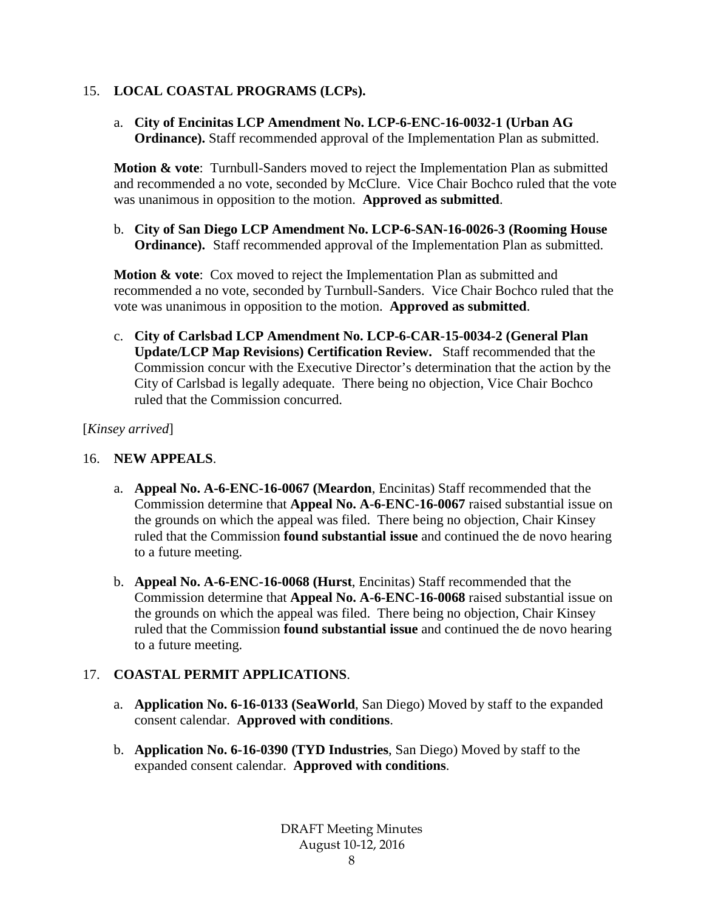15. **LOCAL COASTAL PROGRAMS (LCPs).**

    a. **City of Encinitas LCP Amendment No. LCP-6-ENC-16-0032-1 (Urban AG Ordinance).** Staff recommended approval of the Implementation Plan as submitted.

    **Motion & vote**: Turnbull-Sanders moved to reject the Implementation Plan as submitted and recommended a no vote, seconded by McClure. Vice Chair Bochco ruled that the vote was unanimous in opposition to the motion. **Approved as submitted**.

    b. **City of San Diego LCP Amendment No. LCP-6-SAN-16-0026-3 (Rooming House Ordinance).** Staff recommended approval of the Implementation Plan as submitted.

    **Motion & vote**: Cox moved to reject the Implementation Plan as submitted and recommended a no vote, seconded by Turnbull-Sanders. Vice Chair Bochco ruled that the vote was unanimous in opposition to the motion. **Approved as submitted**.

    c. **City of Carlsbad LCP Amendment No. LCP-6-CAR-15-0034-2 (General Plan Update/LCP Map Revisions) Certification Review.** Staff recommended that the Commission concur with the Executive Director's determination that the action by the City of Carlsbad is legally adequate. There being no objection, Vice Chair Bochco ruled that the Commission concurred.

[*Kinsey arrived*]

16. **NEW APPEALS**.

    a. **Appeal No. A-6-ENC-16-0067 (Meardon**, Encinitas) Staff recommended that the Commission determine that **Appeal No. A-6-ENC-16-0067** raised substantial issue on the grounds on which the appeal was filed. There being no objection, Chair Kinsey ruled that the Commission **found substantial issue** and continued the de novo hearing to a future meeting.

    b. **Appeal No. A-6-ENC-16-0068 (Hurst**, Encinitas) Staff recommended that the Commission determine that **Appeal No. A-6-ENC-16-0068** raised substantial issue on the grounds on which the appeal was filed. There being no objection, Chair Kinsey ruled that the Commission **found substantial issue** and continued the de novo hearing to a future meeting.

17. **COASTAL PERMIT APPLICATIONS**.

    a. **Application No. 6-16-0133 (SeaWorld**, San Diego) Moved by staff to the expanded consent calendar. **Approved with conditions**.

    b. **Application No. 6-16-0390 (TYD Industries**, San Diego) Moved by staff to the expanded consent calendar. **Approved with conditions**.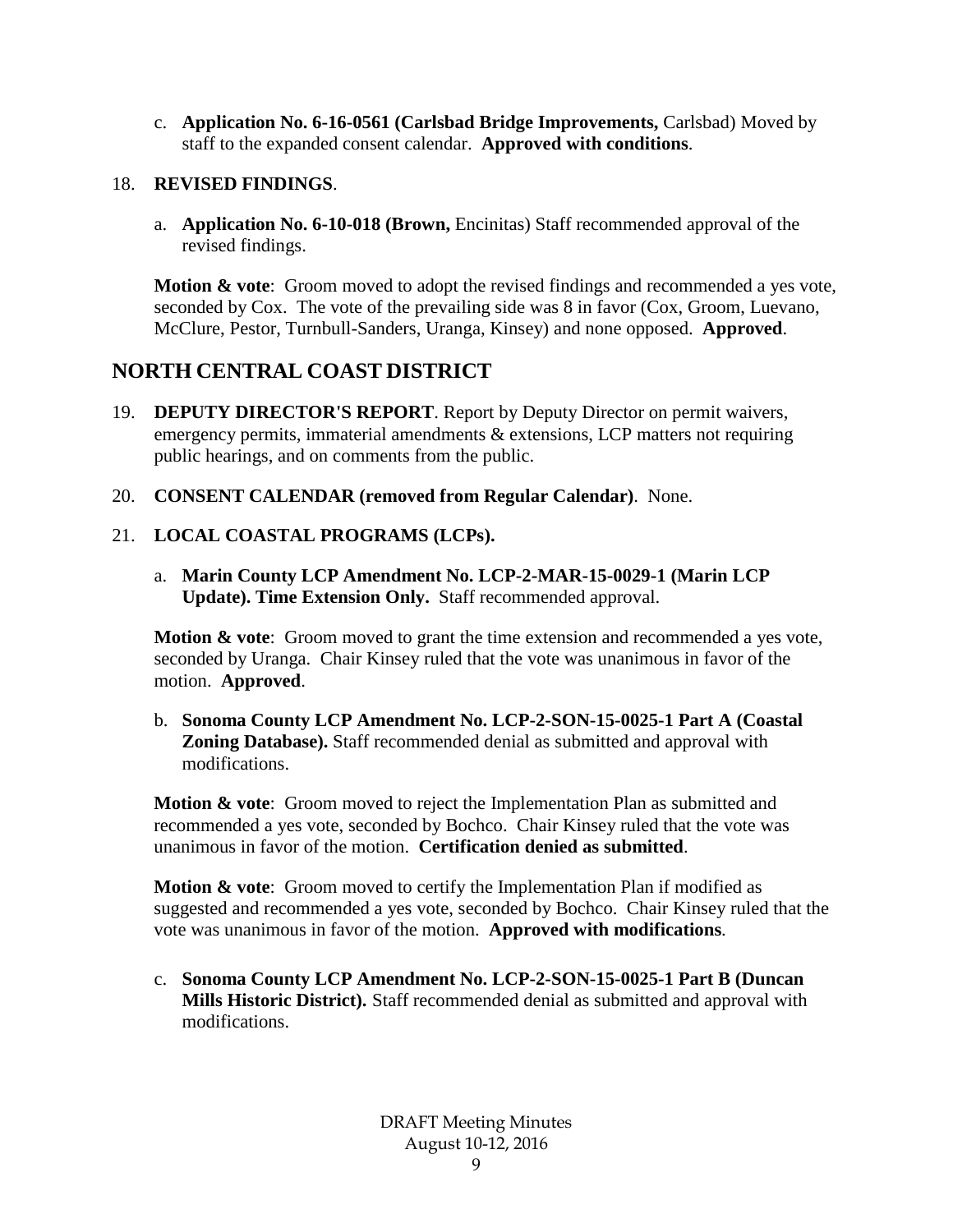c. **Application No. 6-16-0561 (Carlsbad Bridge Improvements,** Carlsbad) Moved by staff to the expanded consent calendar. **Approved with conditions**.

18. **REVISED FINDINGS**.

a. **Application No. 6-10-018 (Brown,** Encinitas) Staff recommended approval of the revised findings.

**Motion & vote**: Groom moved to adopt the revised findings and recommended a yes vote, seconded by Cox. The vote of the prevailing side was 8 in favor (Cox, Groom, Luevano, McClure, Pestor, Turnbull-Sanders, Uranga, Kinsey) and none opposed. **Approved**.

## NORTH CENTRAL COAST DISTRICT

19. **DEPUTY DIRECTOR'S REPORT**. Report by Deputy Director on permit waivers, emergency permits, immaterial amendments & extensions, LCP matters not requiring public hearings, and on comments from the public.

20. **CONSENT CALENDAR (removed from Regular Calendar)**. None.

21. **LOCAL COASTAL PROGRAMS (LCPs).**

a. **Marin County LCP Amendment No. LCP-2-MAR-15-0029-1 (Marin LCP Update). Time Extension Only.** Staff recommended approval.

**Motion & vote**: Groom moved to grant the time extension and recommended a yes vote, seconded by Uranga. Chair Kinsey ruled that the vote was unanimous in favor of the motion. **Approved**.

b. **Sonoma County LCP Amendment No. LCP-2-SON-15-0025-1 Part A (Coastal Zoning Database).** Staff recommended denial as submitted and approval with modifications.

**Motion & vote**: Groom moved to reject the Implementation Plan as submitted and recommended a yes vote, seconded by Bochco. Chair Kinsey ruled that the vote was unanimous in favor of the motion. **Certification denied as submitted**.

**Motion & vote**: Groom moved to certify the Implementation Plan if modified as suggested and recommended a yes vote, seconded by Bochco. Chair Kinsey ruled that the vote was unanimous in favor of the motion. **Approved with modifications**.

c. **Sonoma County LCP Amendment No. LCP-2-SON-15-0025-1 Part B (Duncan Mills Historic District).** Staff recommended denial as submitted and approval with modifications.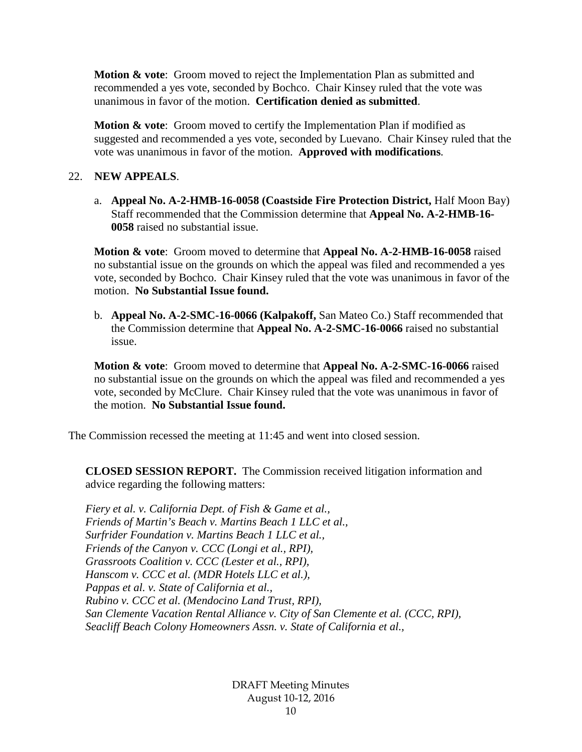**Motion & vote**: Groom moved to reject the Implementation Plan as submitted and recommended a yes vote, seconded by Bochco. Chair Kinsey ruled that the vote was unanimous in favor of the motion. **Certification denied as submitted**.

**Motion & vote**: Groom moved to certify the Implementation Plan if modified as suggested and recommended a yes vote, seconded by Luevano. Chair Kinsey ruled that the vote was unanimous in favor of the motion. **Approved with modifications**.

22. **NEW APPEALS**.

   a. **Appeal No. A-2-HMB-16-0058 (Coastside Fire Protection District,** Half Moon Bay) Staff recommended that the Commission determine that **Appeal No. A-2-HMB-16-0058** raised no substantial issue.

   **Motion & vote**: Groom moved to determine that **Appeal No. A-2-HMB-16-0058** raised no substantial issue on the grounds on which the appeal was filed and recommended a yes vote, seconded by Bochco. Chair Kinsey ruled that the vote was unanimous in favor of the motion. **No Substantial Issue found.**

   b. **Appeal No. A-2-SMC-16-0066 (Kalpakoff,** San Mateo Co.) Staff recommended that the Commission determine that **Appeal No. A-2-SMC-16-0066** raised no substantial issue.

   **Motion & vote**: Groom moved to determine that **Appeal No. A-2-SMC-16-0066** raised no substantial issue on the grounds on which the appeal was filed and recommended a yes vote, seconded by McClure. Chair Kinsey ruled that the vote was unanimous in favor of the motion. **No Substantial Issue found.**

The Commission recessed the meeting at 11:45 and went into closed session.

**CLOSED SESSION REPORT.** The Commission received litigation information and advice regarding the following matters:

*Fiery et al. v. California Dept. of Fish & Game et al.,*
*Friends of Martin's Beach v. Martins Beach 1 LLC et al.,*
*Surfrider Foundation v. Martins Beach 1 LLC et al.,*
*Friends of the Canyon v. CCC (Longi et al., RPI),*
*Grassroots Coalition v. CCC (Lester et al., RPI),*
*Hanscom v. CCC et al. (MDR Hotels LLC et al.),*
*Pappas et al. v. State of California et al.,*
*Rubino v. CCC et al. (Mendocino Land Trust, RPI),*
*San Clemente Vacation Rental Alliance v. City of San Clemente et al. (CCC, RPI),*
*Seacliff Beach Colony Homeowners Assn. v. State of California et al.,*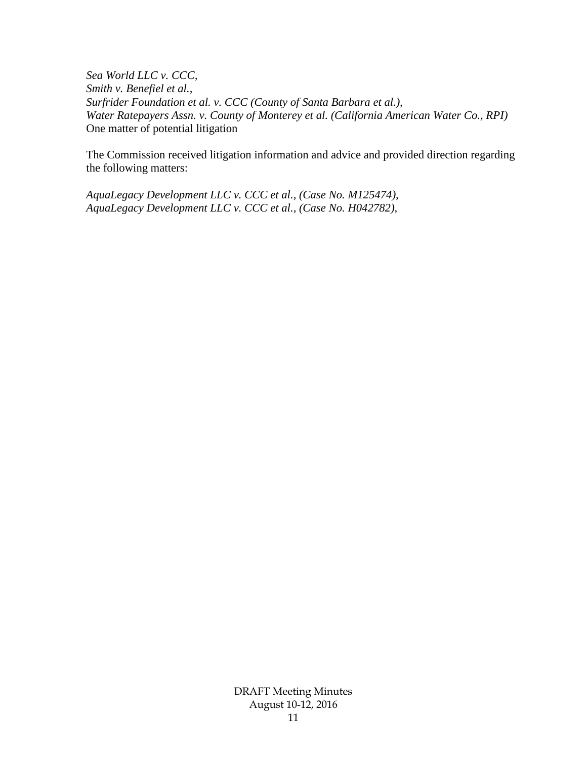*Sea World LLC v. CCC,*
*Smith v. Benefiel et al.,*
*Surfrider Foundation et al. v. CCC (County of Santa Barbara et al.),*
*Water Ratepayers Assn. v. County of Monterey et al. (California American Water Co., RPI)*
One matter of potential litigation

The Commission received litigation information and advice and provided direction regarding the following matters:

*AquaLegacy Development LLC v. CCC et al., (Case No. M125474),*
*AquaLegacy Development LLC v. CCC et al., (Case No. H042782),*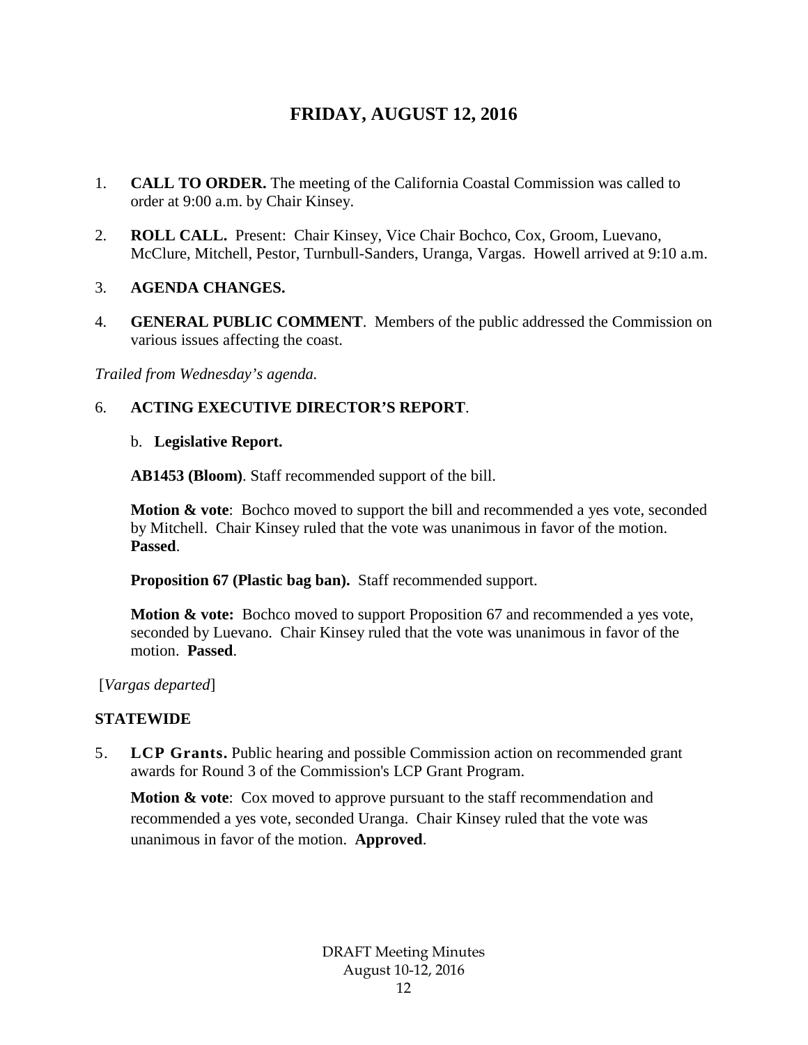# FRIDAY, AUGUST 12, 2016

1. **CALL TO ORDER.** The meeting of the California Coastal Commission was called to order at 9:00 a.m. by Chair Kinsey.

2. **ROLL CALL.** Present: Chair Kinsey, Vice Chair Bochco, Cox, Groom, Luevano, McClure, Mitchell, Pestor, Turnbull-Sanders, Uranga, Vargas. Howell arrived at 9:10 a.m.

3. **AGENDA CHANGES.**

4. **GENERAL PUBLIC COMMENT**. Members of the public addressed the Commission on various issues affecting the coast.

*Trailed from Wednesday's agenda.*

6. **ACTING EXECUTIVE DIRECTOR'S REPORT**.

   b. **Legislative Report.**

   **AB1453 (Bloom)**. Staff recommended support of the bill.

   **Motion & vote**: Bochco moved to support the bill and recommended a yes vote, seconded by Mitchell. Chair Kinsey ruled that the vote was unanimous in favor of the motion. **Passed**.

   **Proposition 67 (Plastic bag ban).** Staff recommended support.

   **Motion & vote:** Bochco moved to support Proposition 67 and recommended a yes vote, seconded by Luevano. Chair Kinsey ruled that the vote was unanimous in favor of the motion. **Passed**.

[*Vargas departed*]

**STATEWIDE**

5. **LCP Grants.** Public hearing and possible Commission action on recommended grant awards for Round 3 of the Commission's LCP Grant Program.

   **Motion & vote**: Cox moved to approve pursuant to the staff recommendation and recommended a yes vote, seconded Uranga. Chair Kinsey ruled that the vote was unanimous in favor of the motion. **Approved**.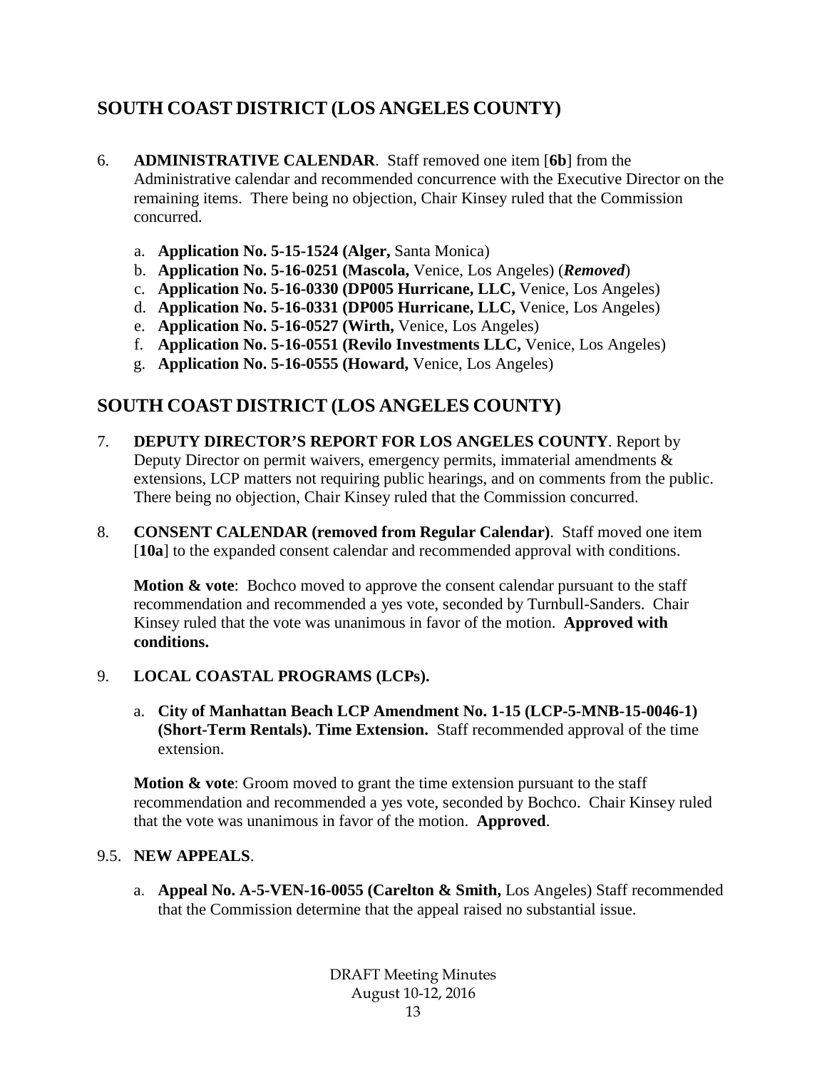## SOUTH COAST DISTRICT (LOS ANGELES COUNTY)

6. **ADMINISTRATIVE CALENDAR**. Staff removed one item [**6b**] from the Administrative calendar and recommended concurrence with the Executive Director on the remaining items. There being no objection, Chair Kinsey ruled that the Commission concurred.

   a. **Application No. 5-15-1524 (Alger,** Santa Monica)
   b. **Application No. 5-16-0251 (Mascola,** Venice, Los Angeles) (***Removed***)
   c. **Application No. 5-16-0330 (DP005 Hurricane, LLC,** Venice, Los Angeles)
   d. **Application No. 5-16-0331 (DP005 Hurricane, LLC,** Venice, Los Angeles)
   e. **Application No. 5-16-0527 (Wirth,** Venice, Los Angeles)
   f. **Application No. 5-16-0551 (Revilo Investments LLC,** Venice, Los Angeles)
   g. **Application No. 5-16-0555 (Howard,** Venice, Los Angeles)

## SOUTH COAST DISTRICT (LOS ANGELES COUNTY)

7. **DEPUTY DIRECTOR'S REPORT FOR LOS ANGELES COUNTY**. Report by Deputy Director on permit waivers, emergency permits, immaterial amendments & extensions, LCP matters not requiring public hearings, and on comments from the public. There being no objection, Chair Kinsey ruled that the Commission concurred.

8. **CONSENT CALENDAR (removed from Regular Calendar)**. Staff moved one item [**10a**] to the expanded consent calendar and recommended approval with conditions.

   **Motion & vote**: Bochco moved to approve the consent calendar pursuant to the staff recommendation and recommended a yes vote, seconded by Turnbull-Sanders. Chair Kinsey ruled that the vote was unanimous in favor of the motion. **Approved with conditions.**

9. **LOCAL COASTAL PROGRAMS (LCPs).**

   a. **City of Manhattan Beach LCP Amendment No. 1-15 (LCP-5-MNB-15-0046-1) (Short-Term Rentals). Time Extension.** Staff recommended approval of the time extension.

   **Motion & vote**: Groom moved to grant the time extension pursuant to the staff recommendation and recommended a yes vote, seconded by Bochco. Chair Kinsey ruled that the vote was unanimous in favor of the motion. **Approved**.

9.5. **NEW APPEALS**.

   a. **Appeal No. A-5-VEN-16-0055 (Carelton & Smith,** Los Angeles) Staff recommended that the Commission determine that the appeal raised no substantial issue.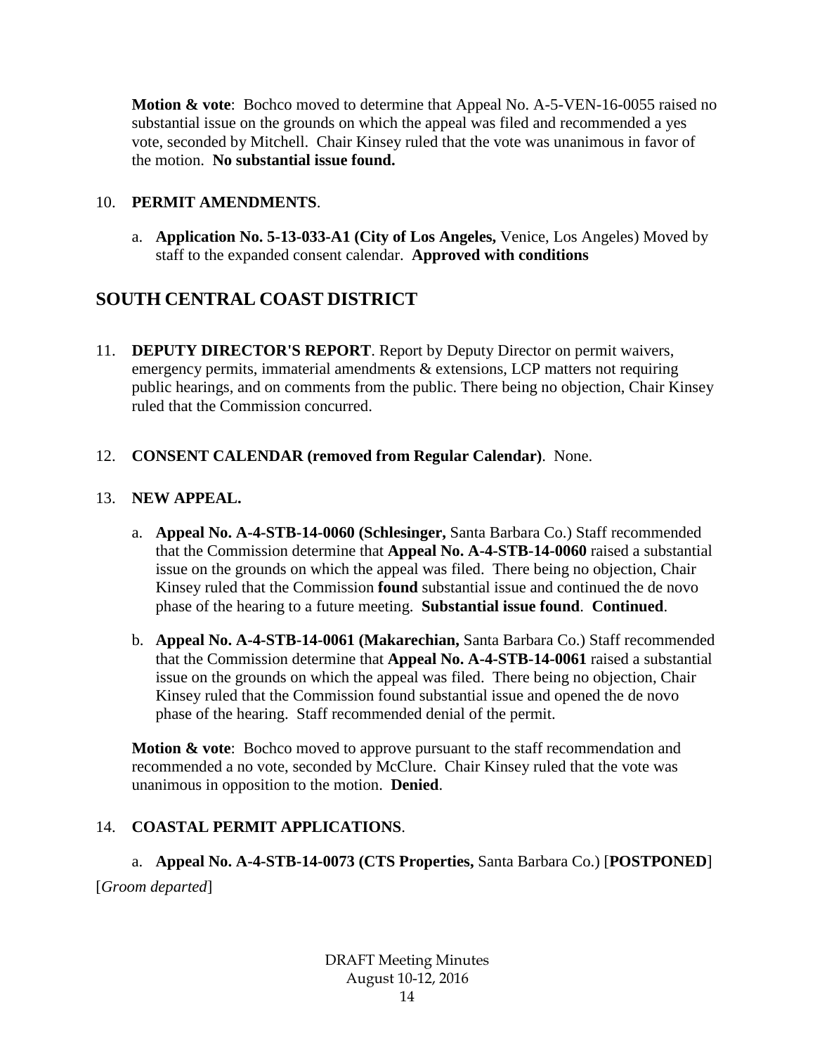**Motion & vote**: Bochco moved to determine that Appeal No. A-5-VEN-16-0055 raised no substantial issue on the grounds on which the appeal was filed and recommended a yes vote, seconded by Mitchell. Chair Kinsey ruled that the vote was unanimous in favor of the motion. **No substantial issue found.**

10. **PERMIT AMENDMENTS**.

    a. **Application No. 5-13-033-A1 (City of Los Angeles,** Venice, Los Angeles) Moved by staff to the expanded consent calendar. **Approved with conditions**

## SOUTH CENTRAL COAST DISTRICT

11. **DEPUTY DIRECTOR'S REPORT**. Report by Deputy Director on permit waivers, emergency permits, immaterial amendments & extensions, LCP matters not requiring public hearings, and on comments from the public. There being no objection, Chair Kinsey ruled that the Commission concurred.

12. **CONSENT CALENDAR (removed from Regular Calendar)**. None.

13. **NEW APPEAL.**

    a. **Appeal No. A-4-STB-14-0060 (Schlesinger,** Santa Barbara Co.) Staff recommended that the Commission determine that **Appeal No. A-4-STB-14-0060** raised a substantial issue on the grounds on which the appeal was filed. There being no objection, Chair Kinsey ruled that the Commission **found** substantial issue and continued the de novo phase of the hearing to a future meeting. **Substantial issue found**. **Continued**.

    b. **Appeal No. A-4-STB-14-0061 (Makarechian,** Santa Barbara Co.) Staff recommended that the Commission determine that **Appeal No. A-4-STB-14-0061** raised a substantial issue on the grounds on which the appeal was filed. There being no objection, Chair Kinsey ruled that the Commission found substantial issue and opened the de novo phase of the hearing. Staff recommended denial of the permit.

    **Motion & vote**: Bochco moved to approve pursuant to the staff recommendation and recommended a no vote, seconded by McClure. Chair Kinsey ruled that the vote was unanimous in opposition to the motion. **Denied**.

14. **COASTAL PERMIT APPLICATIONS**.

    a. **Appeal No. A-4-STB-14-0073 (CTS Properties,** Santa Barbara Co.) [**POSTPONED**]

[*Groom departed*]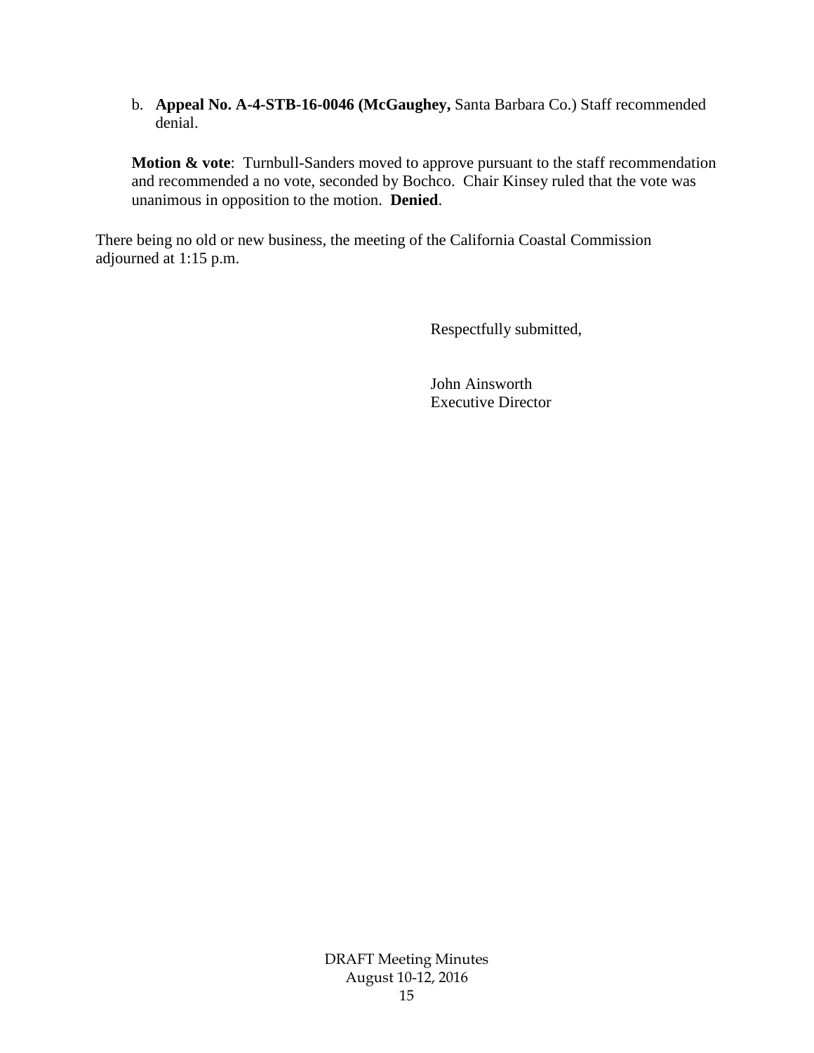b. **Appeal No. A-4-STB-16-0046 (McGaughey,** Santa Barbara Co.) Staff recommended denial.

**Motion & vote**: Turnbull-Sanders moved to approve pursuant to the staff recommendation and recommended a no vote, seconded by Bochco. Chair Kinsey ruled that the vote was unanimous in opposition to the motion. **Denied**.

There being no old or new business, the meeting of the California Coastal Commission adjourned at 1:15 p.m.

Respectfully submitted,

John Ainsworth
Executive Director